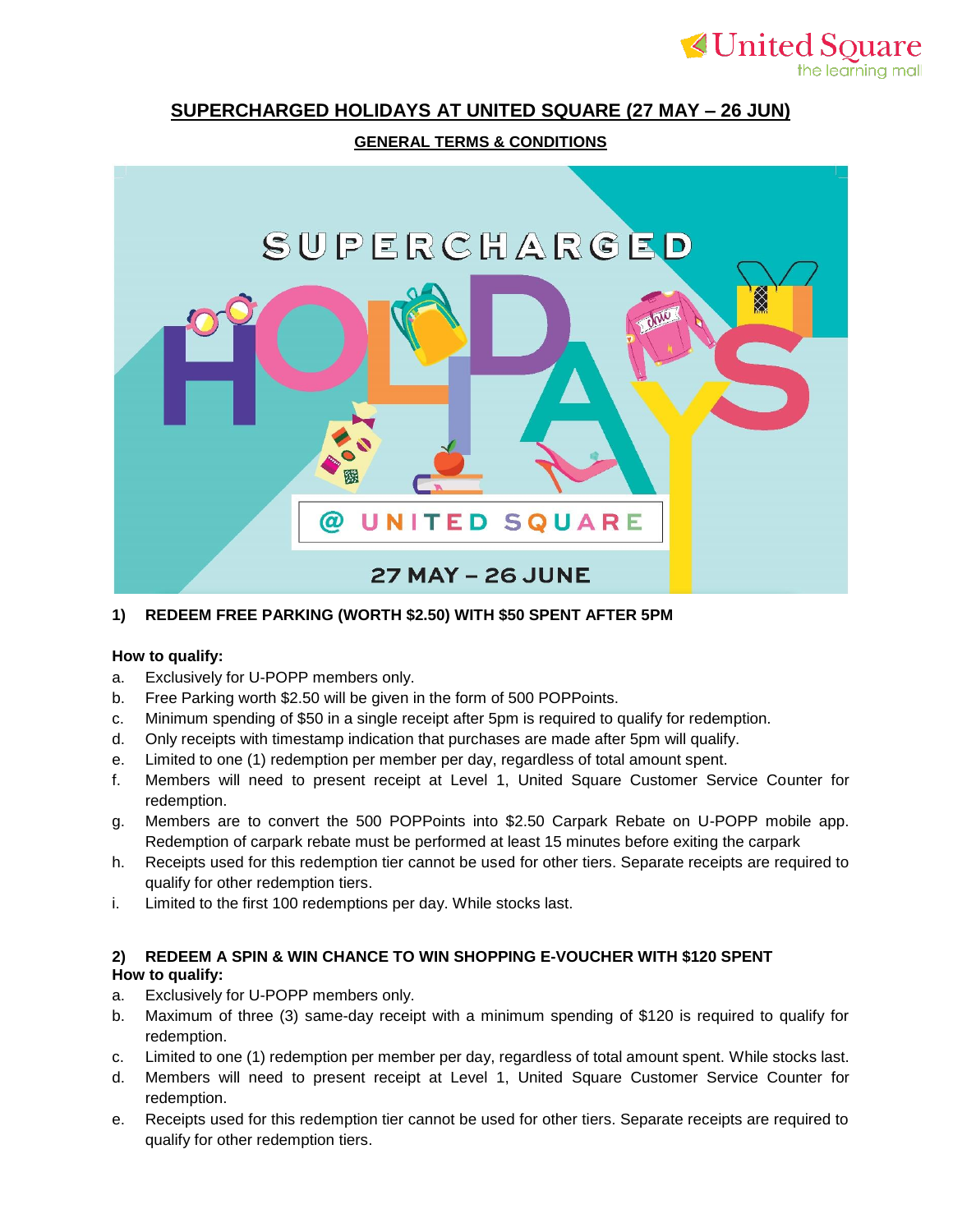# SUPERCHARGED HOLIDAYS AT UNITED SQUARE (27 MAY – 26 JUN)

## GENERAL TERMS & CONDITIONS

### 1) REDEEM FREE PARKING (WORTH $2.50) WITH $50 SPENT AFTER 5PM

**How to qualify:**

a. Exclusively for U-POPP members only.
b. Free Parking worth $2.50 will be given in the form of 500 POPPoints.
c. Minimum spending of $50 in a single receipt after 5pm is required to qualify for redemption.
d. Only receipts with timestamp indication that purchases are made after 5pm will qualify.
e. Limited to one (1) redemption per member per day, regardless of total amount spent.
f. Members will need to present receipt at Level 1, United Square Customer Service Counter for redemption.
g. Members are to convert the 500 POPPoints into $2.50 Carpark Rebate on U-POPP mobile app. Redemption of carpark rebate must be performed at least 15 minutes before exiting the carpark
h. Receipts used for this redemption tier cannot be used for other tiers. Separate receipts are required to qualify for other redemption tiers.
i. Limited to the first 100 redemptions per day. While stocks last.

### 2) REDEEM A SPIN & WIN CHANCE TO WIN SHOPPING E-VOUCHER WITH $120 SPENT

**How to qualify:**

a. Exclusively for U-POPP members only.
b. Maximum of three (3) same-day receipt with a minimum spending of $120 is required to qualify for redemption.
c. Limited to one (1) redemption per member per day, regardless of total amount spent. While stocks last.
d. Members will need to present receipt at Level 1, United Square Customer Service Counter for redemption.
e. Receipts used for this redemption tier cannot be used for other tiers. Separate receipts are required to qualify for other redemption tiers.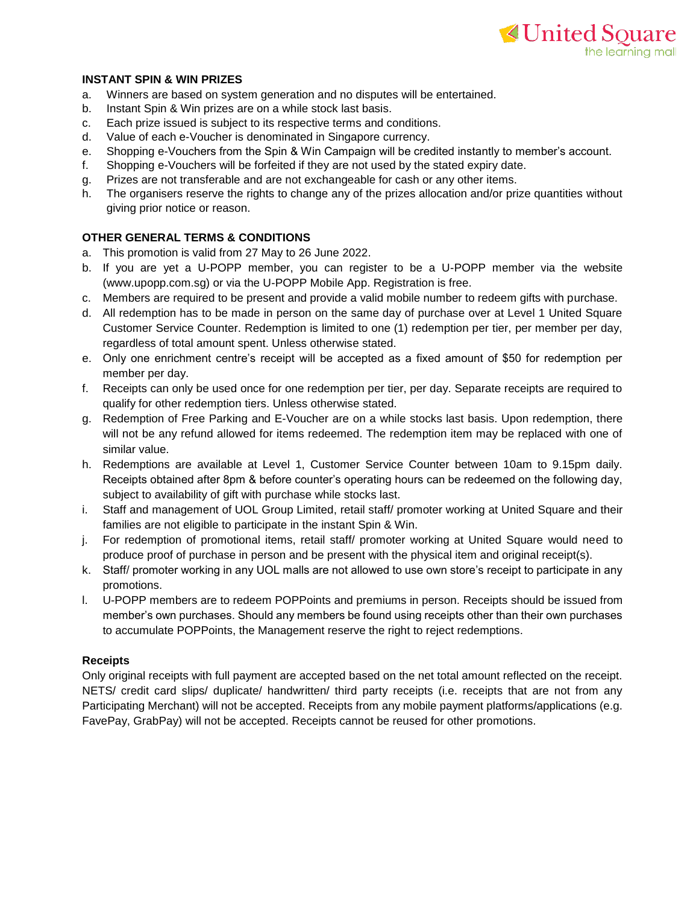**INSTANT SPIN & WIN PRIZES**

a. Winners are based on system generation and no disputes will be entertained.
b. Instant Spin & Win prizes are on a while stock last basis.
c. Each prize issued is subject to its respective terms and conditions.
d. Value of each e-Voucher is denominated in Singapore currency.
e. Shopping e-Vouchers from the Spin & Win Campaign will be credited instantly to member's account.
f. Shopping e-Vouchers will be forfeited if they are not used by the stated expiry date.
g. Prizes are not transferable and are not exchangeable for cash or any other items.
h. The organisers reserve the rights to change any of the prizes allocation and/or prize quantities without giving prior notice or reason.

**OTHER GENERAL TERMS & CONDITIONS**

a. This promotion is valid from 27 May to 26 June 2022.
b. If you are yet a U-POPP member, you can register to be a U-POPP member via the website (www.upopp.com.sg) or via the U-POPP Mobile App. Registration is free.
c. Members are required to be present and provide a valid mobile number to redeem gifts with purchase.
d. All redemption has to be made in person on the same day of purchase over at Level 1 United Square Customer Service Counter. Redemption is limited to one (1) redemption per tier, per member per day, regardless of total amount spent. Unless otherwise stated.
e. Only one enrichment centre's receipt will be accepted as a fixed amount of $50 for redemption per member per day.
f. Receipts can only be used once for one redemption per tier, per day. Separate receipts are required to qualify for other redemption tiers. Unless otherwise stated.
g. Redemption of Free Parking and E-Voucher are on a while stocks last basis. Upon redemption, there will not be any refund allowed for items redeemed. The redemption item may be replaced with one of similar value.
h. Redemptions are available at Level 1, Customer Service Counter between 10am to 9.15pm daily. Receipts obtained after 8pm & before counter's operating hours can be redeemed on the following day, subject to availability of gift with purchase while stocks last.
i. Staff and management of UOL Group Limited, retail staff/ promoter working at United Square and their families are not eligible to participate in the instant Spin & Win.
j. For redemption of promotional items, retail staff/ promoter working at United Square would need to produce proof of purchase in person and be present with the physical item and original receipt(s).
k. Staff/ promoter working in any UOL malls are not allowed to use own store's receipt to participate in any promotions.
l. U-POPP members are to redeem POPPoints and premiums in person. Receipts should be issued from member's own purchases. Should any members be found using receipts other than their own purchases to accumulate POPPoints, the Management reserve the right to reject redemptions.

**Receipts**

Only original receipts with full payment are accepted based on the net total amount reflected on the receipt. NETS/ credit card slips/ duplicate/ handwritten/ third party receipts (i.e. receipts that are not from any Participating Merchant) will not be accepted. Receipts from any mobile payment platforms/applications (e.g. FavePay, GrabPay) will not be accepted. Receipts cannot be reused for other promotions.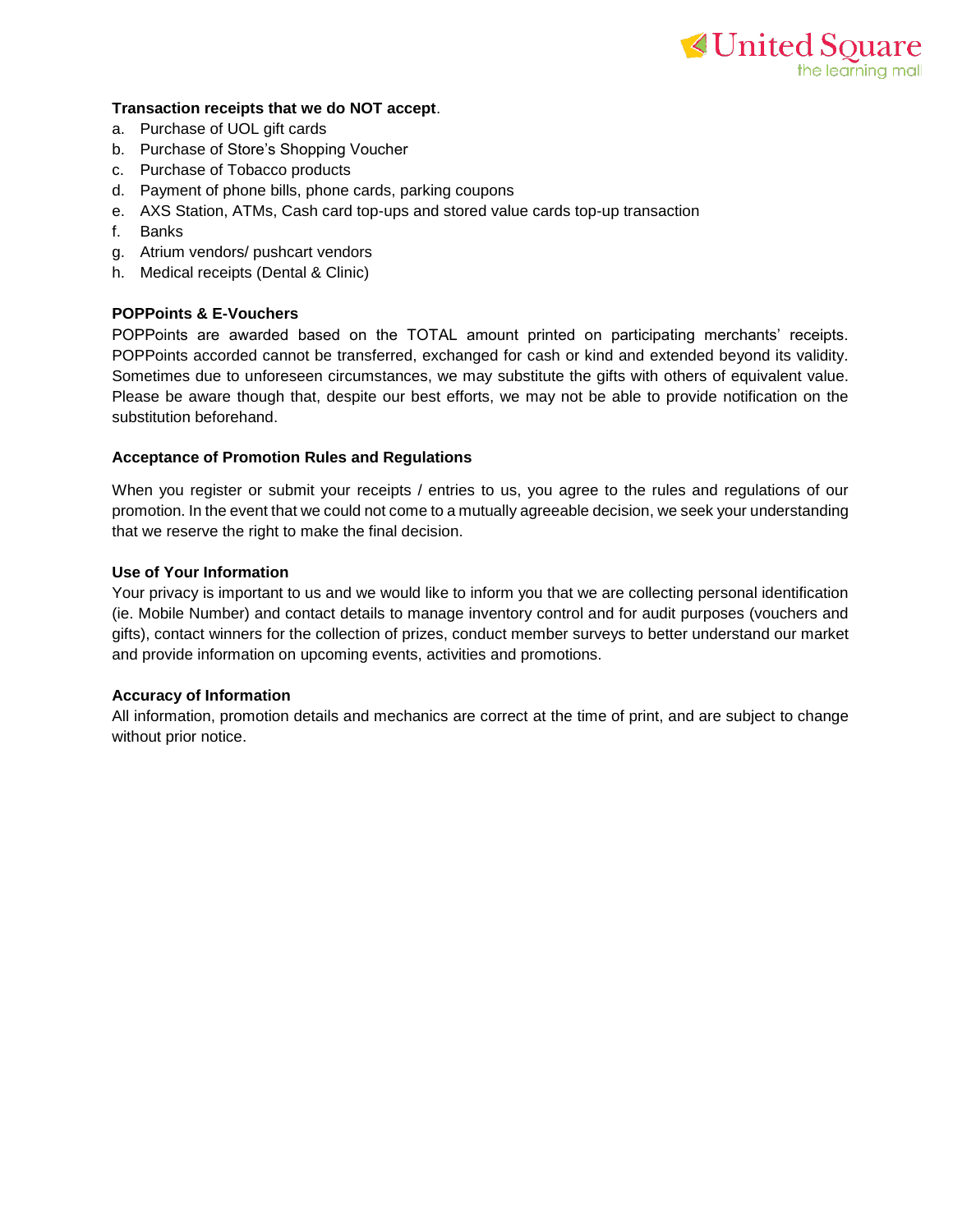**Transaction receipts that we do NOT accept**.

a. Purchase of UOL gift cards
b. Purchase of Store's Shopping Voucher
c. Purchase of Tobacco products
d. Payment of phone bills, phone cards, parking coupons
e. AXS Station, ATMs, Cash card top-ups and stored value cards top-up transaction
f. Banks
g. Atrium vendors/ pushcart vendors
h. Medical receipts (Dental & Clinic)

**POPPoints & E-Vouchers**

POPPoints are awarded based on the TOTAL amount printed on participating merchants' receipts. POPPoints accorded cannot be transferred, exchanged for cash or kind and extended beyond its validity. Sometimes due to unforeseen circumstances, we may substitute the gifts with others of equivalent value. Please be aware though that, despite our best efforts, we may not be able to provide notification on the substitution beforehand.

**Acceptance of Promotion Rules and Regulations**

When you register or submit your receipts / entries to us, you agree to the rules and regulations of our promotion. In the event that we could not come to a mutually agreeable decision, we seek your understanding that we reserve the right to make the final decision.

**Use of Your Information**

Your privacy is important to us and we would like to inform you that we are collecting personal identification (ie. Mobile Number) and contact details to manage inventory control and for audit purposes (vouchers and gifts), contact winners for the collection of prizes, conduct member surveys to better understand our market and provide information on upcoming events, activities and promotions.

**Accuracy of Information**

All information, promotion details and mechanics are correct at the time of print, and are subject to change without prior notice.